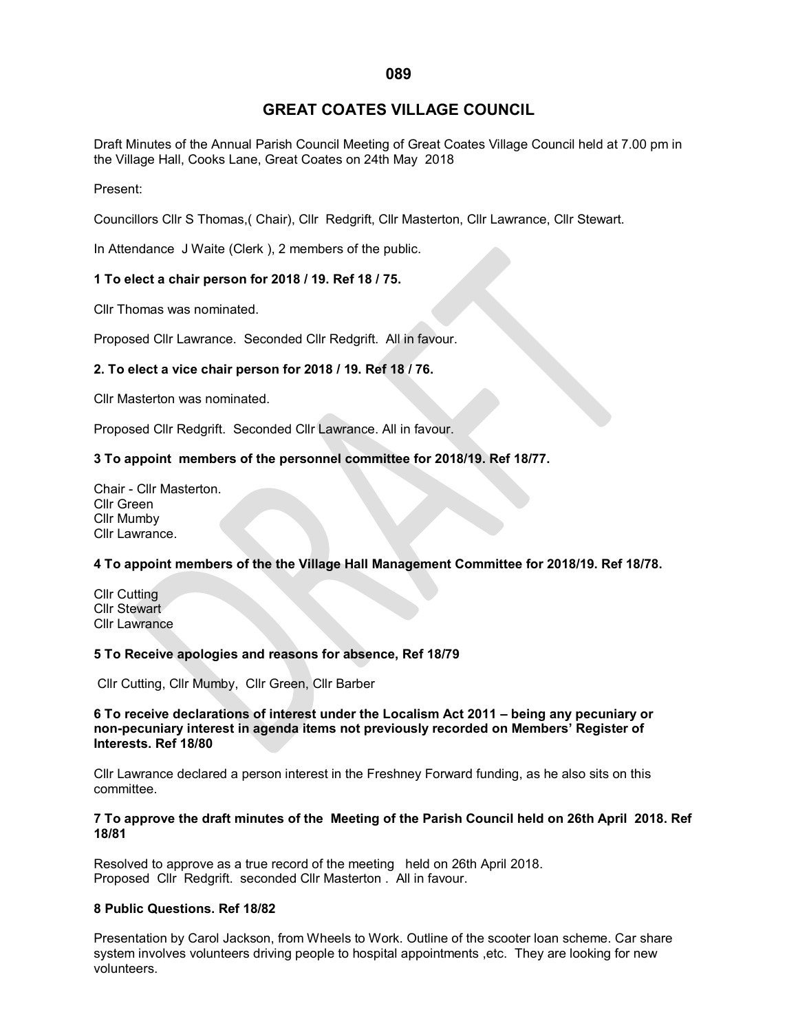# GREAT COATES VILLAGE COUNCIL

Draft Minutes of the Annual Parish Council Meeting of Great Coates Village Council held at 7.00 pm in the Village Hall, Cooks Lane, Great Coates on 24th May 2018

Present:

Councillors Cllr S Thomas,( Chair), Cllr Redgrift, Cllr Masterton, Cllr Lawrance, Cllr Stewart.

In Attendance J Waite (Clerk ), 2 members of the public.

**1 To elect a chair person for 2018 / 19. Ref 18 / 75.**

Cllr Thomas was nominated.

Proposed Cllr Lawrance. Seconded Cllr Redgrift. All in favour.

**2. To elect a vice chair person for 2018 / 19. Ref 18 / 76.**

Cllr Masterton was nominated.

Proposed Cllr Redgrift. Seconded Cllr Lawrance. All in favour.

**3 To appoint members of the personnel committee for 2018/19. Ref 18/77.**

Chair - Cllr Masterton.
Cllr Green
Cllr Mumby
Cllr Lawrance.

**4 To appoint members of the the Village Hall Management Committee for 2018/19. Ref 18/78.**

Cllr Cutting
Cllr Stewart
Cllr Lawrance

**5 To Receive apologies and reasons for absence, Ref 18/79**

Cllr Cutting, Cllr Mumby, Cllr Green, Cllr Barber

**6 To receive declarations of interest under the Localism Act 2011 – being any pecuniary or non-pecuniary interest in agenda items not previously recorded on Members' Register of Interests. Ref 18/80**

Cllr Lawrance declared a person interest in the Freshney Forward funding, as he also sits on this committee.

**7 To approve the draft minutes of the Meeting of the Parish Council held on 26th April 2018. Ref 18/81**

Resolved to approve as a true record of the meeting held on 26th April 2018.
Proposed Cllr Redgrift. seconded Cllr Masterton . All in favour.

**8 Public Questions. Ref 18/82**

Presentation by Carol Jackson, from Wheels to Work. Outline of the scooter loan scheme. Car share system involves volunteers driving people to hospital appointments ,etc. They are looking for new volunteers.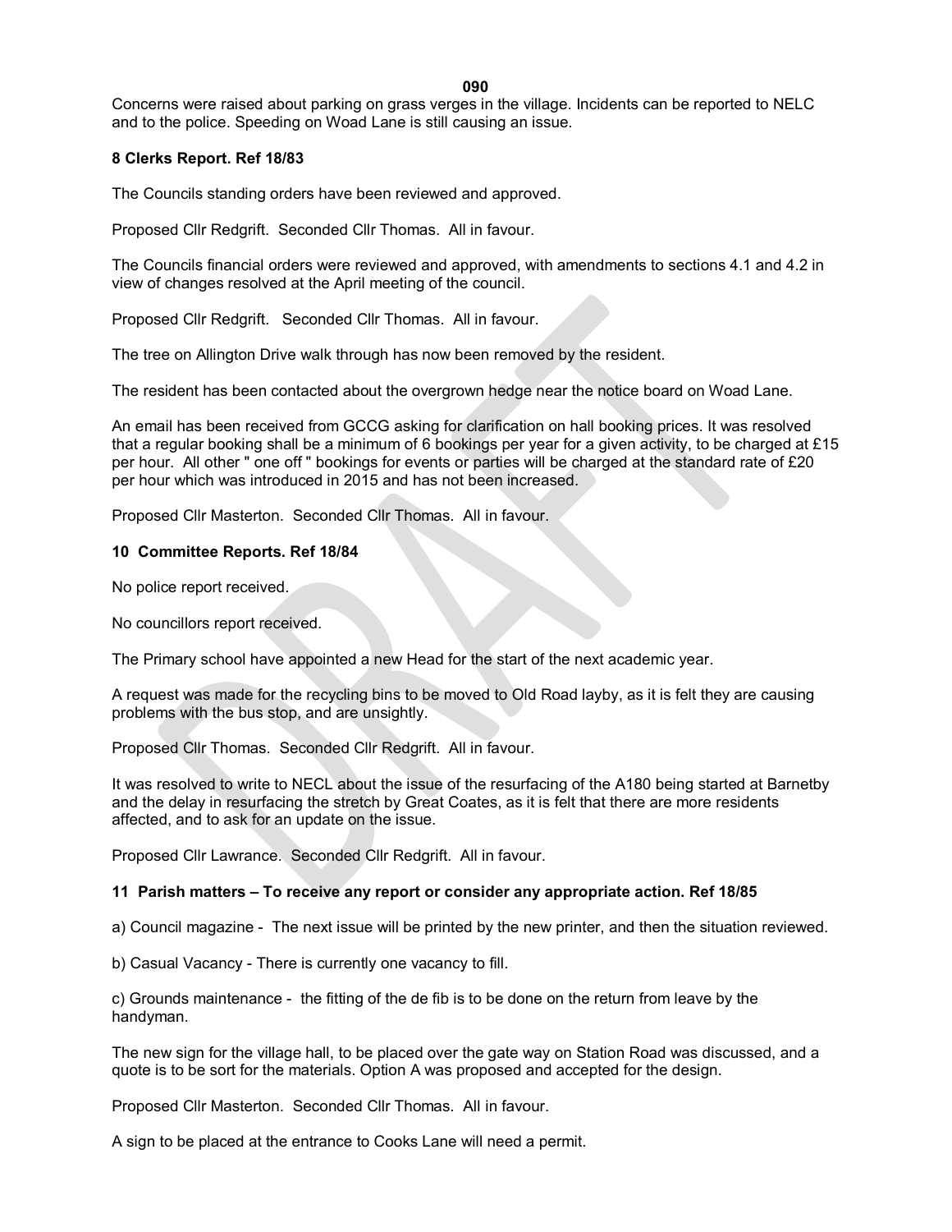Concerns were raised about parking on grass verges in the village. Incidents can be reported to NELC and to the police. Speeding on Woad Lane is still causing an issue.

**8 Clerks Report. Ref 18/83**

The Councils standing orders have been reviewed and approved.

Proposed Cllr Redgrift. Seconded Cllr Thomas. All in favour.

The Councils financial orders were reviewed and approved, with amendments to sections 4.1 and 4.2 in view of changes resolved at the April meeting of the council.

Proposed Cllr Redgrift. Seconded Cllr Thomas. All in favour.

The tree on Allington Drive walk through has now been removed by the resident.

The resident has been contacted about the overgrown hedge near the notice board on Woad Lane.

An email has been received from GCCG asking for clarification on hall booking prices. It was resolved that a regular booking shall be a minimum of 6 bookings per year for a given activity, to be charged at £15 per hour. All other " one off " bookings for events or parties will be charged at the standard rate of £20 per hour which was introduced in 2015 and has not been increased.

Proposed Cllr Masterton. Seconded Cllr Thomas. All in favour.

**10 Committee Reports. Ref 18/84**

No police report received.

No councillors report received.

The Primary school have appointed a new Head for the start of the next academic year.

A request was made for the recycling bins to be moved to Old Road layby, as it is felt they are causing problems with the bus stop, and are unsightly.

Proposed Cllr Thomas. Seconded Cllr Redgrift. All in favour.

It was resolved to write to NECL about the issue of the resurfacing of the A180 being started at Barnetby and the delay in resurfacing the stretch by Great Coates, as it is felt that there are more residents affected, and to ask for an update on the issue.

Proposed Cllr Lawrance. Seconded Cllr Redgrift. All in favour.

**11 Parish matters – To receive any report or consider any appropriate action. Ref 18/85**

a) Council magazine - The next issue will be printed by the new printer, and then the situation reviewed.

b) Casual Vacancy - There is currently one vacancy to fill.

c) Grounds maintenance - the fitting of the de fib is to be done on the return from leave by the handyman.

The new sign for the village hall, to be placed over the gate way on Station Road was discussed, and a quote is to be sort for the materials. Option A was proposed and accepted for the design.

Proposed Cllr Masterton. Seconded Cllr Thomas. All in favour.

A sign to be placed at the entrance to Cooks Lane will need a permit.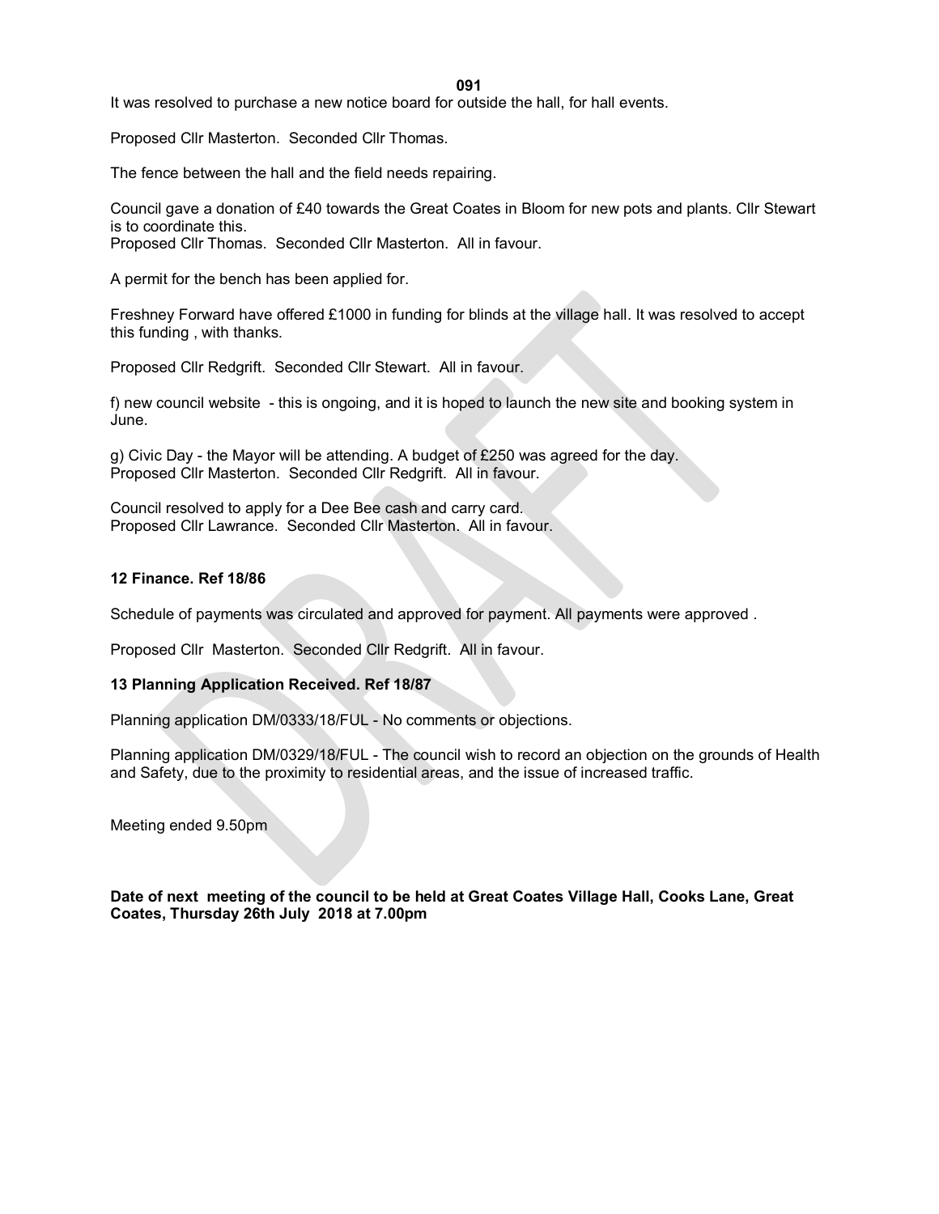It was resolved to purchase a new notice board for outside the hall, for hall events.

Proposed Cllr Masterton. Seconded Cllr Thomas.

The fence between the hall and the field needs repairing.

Council gave a donation of £40 towards the Great Coates in Bloom for new pots and plants. Cllr Stewart is to coordinate this.
Proposed Cllr Thomas. Seconded Cllr Masterton. All in favour.

A permit for the bench has been applied for.

Freshney Forward have offered £1000 in funding for blinds at the village hall. It was resolved to accept this funding , with thanks.

Proposed Cllr Redgrift. Seconded Cllr Stewart. All in favour.

f) new council website - this is ongoing, and it is hoped to launch the new site and booking system in June.

g) Civic Day - the Mayor will be attending. A budget of £250 was agreed for the day.
Proposed Cllr Masterton. Seconded Cllr Redgrift. All in favour.

Council resolved to apply for a Dee Bee cash and carry card.
Proposed Cllr Lawrance. Seconded Cllr Masterton. All in favour.

**12 Finance. Ref 18/86**

Schedule of payments was circulated and approved for payment. All payments were approved .

Proposed Cllr Masterton. Seconded Cllr Redgrift. All in favour.

**13 Planning Application Received. Ref 18/87**

Planning application DM/0333/18/FUL - No comments or objections.

Planning application DM/0329/18/FUL - The council wish to record an objection on the grounds of Health and Safety, due to the proximity to residential areas, and the issue of increased traffic.

Meeting ended 9.50pm

**Date of next meeting of the council to be held at Great Coates Village Hall, Cooks Lane, Great Coates, Thursday 26th July 2018 at 7.00pm**